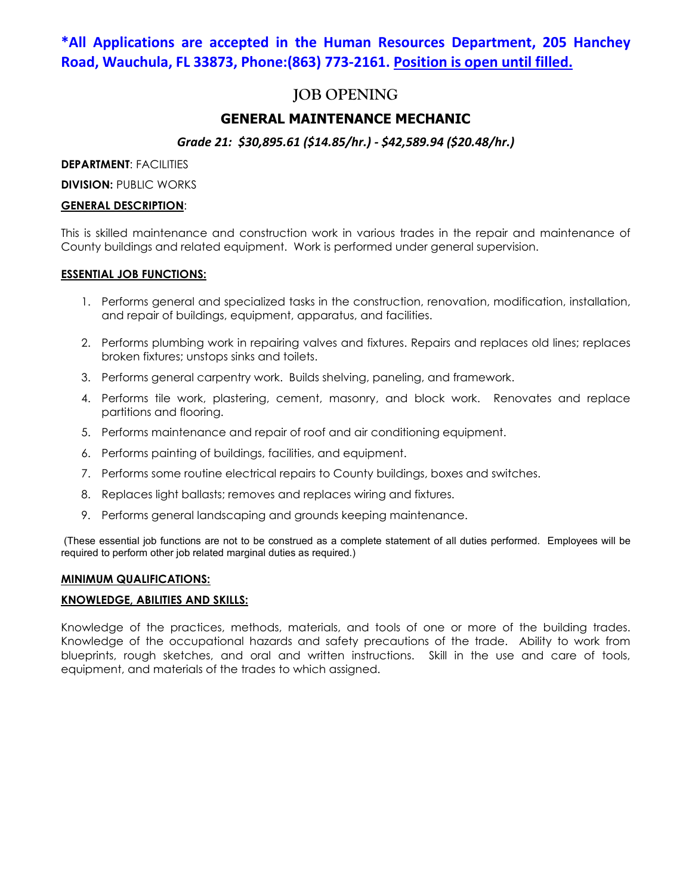**\*All Applications are accepted in the Human Resources Department, 205 Hanchey Road, Wauchula, FL 33873, Phone:(863) 773-2161. Position is open until filled.**

# JOB OPENING

## GENERAL MAINTENANCE MECHANIC

***Grade 21: $30,895.61 ($14.85/hr.) - $42,589.94 ($20.48/hr.)***

**DEPARTMENT**: FACILITIES

**DIVISION:** PUBLIC WORKS

**GENERAL DESCRIPTION**:

This is skilled maintenance and construction work in various trades in the repair and maintenance of County buildings and related equipment. Work is performed under general supervision.

**ESSENTIAL JOB FUNCTIONS:**

1. Performs general and specialized tasks in the construction, renovation, modification, installation, and repair of buildings, equipment, apparatus, and facilities.
2. Performs plumbing work in repairing valves and fixtures. Repairs and replaces old lines; replaces broken fixtures; unstops sinks and toilets.
3. Performs general carpentry work. Builds shelving, paneling, and framework.
4. Performs tile work, plastering, cement, masonry, and block work. Renovates and replace partitions and flooring.
5. Performs maintenance and repair of roof and air conditioning equipment.
6. Performs painting of buildings, facilities, and equipment.
7. Performs some routine electrical repairs to County buildings, boxes and switches.
8. Replaces light ballasts; removes and replaces wiring and fixtures.
9. Performs general landscaping and grounds keeping maintenance.

(These essential job functions are not to be construed as a complete statement of all duties performed. Employees will be required to perform other job related marginal duties as required.)

**MINIMUM QUALIFICATIONS:**

**KNOWLEDGE, ABILITIES AND SKILLS:**

Knowledge of the practices, methods, materials, and tools of one or more of the building trades. Knowledge of the occupational hazards and safety precautions of the trade. Ability to work from blueprints, rough sketches, and oral and written instructions. Skill in the use and care of tools, equipment, and materials of the trades to which assigned.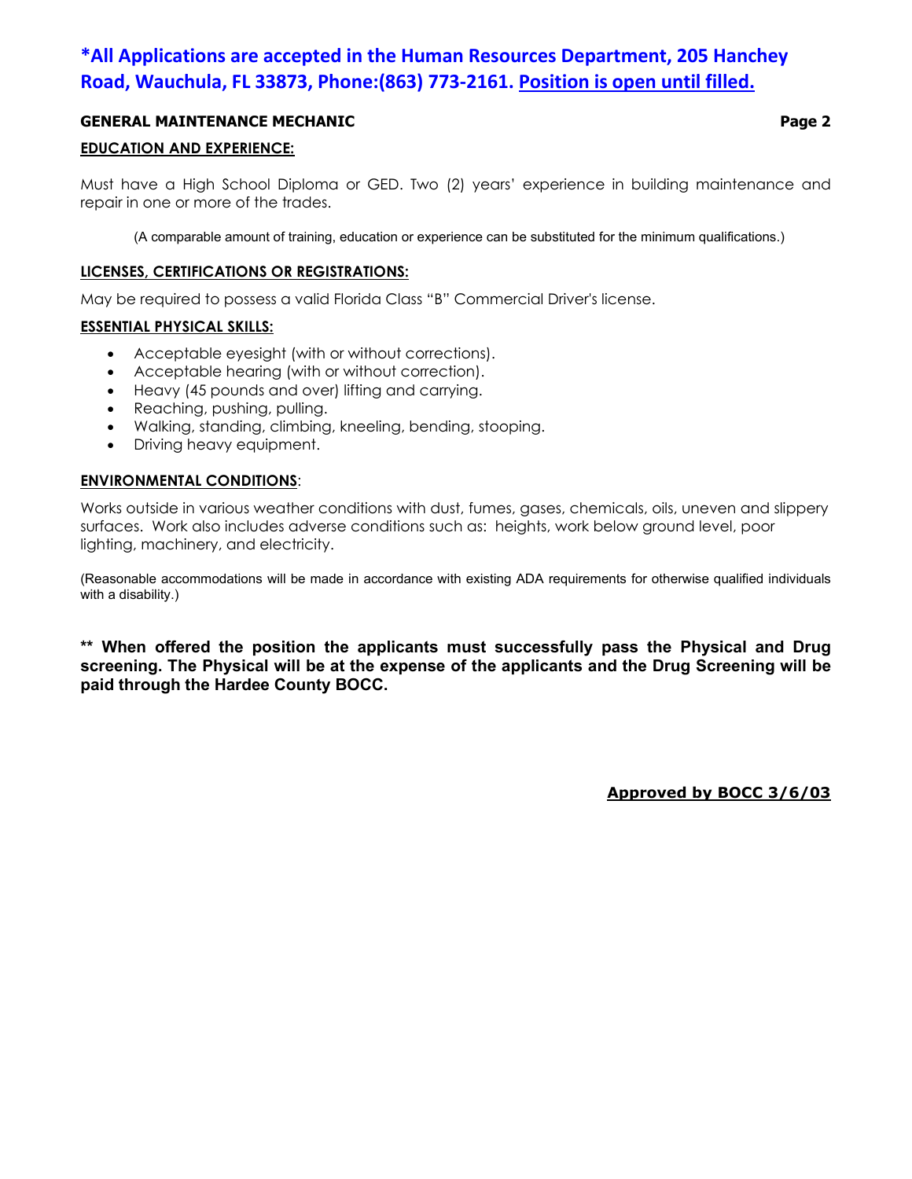**\*All Applications are accepted in the Human Resources Department, 205 Hanchey Road, Wauchula, FL 33873, Phone:(863) 773-2161. Position is open until filled.**

**GENERAL MAINTENANCE MECHANIC**

**EDUCATION AND EXPERIENCE:**

Must have a High School Diploma or GED. Two (2) years' experience in building maintenance and repair in one or more of the trades.

(A comparable amount of training, education or experience can be substituted for the minimum qualifications.)

**LICENSES, CERTIFICATIONS OR REGISTRATIONS:**

May be required to possess a valid Florida Class "B" Commercial Driver's license.

**ESSENTIAL PHYSICAL SKILLS:**

- Acceptable eyesight (with or without corrections).
- Acceptable hearing (with or without correction).
- Heavy (45 pounds and over) lifting and carrying.
- Reaching, pushing, pulling.
- Walking, standing, climbing, kneeling, bending, stooping.
- Driving heavy equipment.

**ENVIRONMENTAL CONDITIONS**:

Works outside in various weather conditions with dust, fumes, gases, chemicals, oils, uneven and slippery surfaces. Work also includes adverse conditions such as: heights, work below ground level, poor lighting, machinery, and electricity.

(Reasonable accommodations will be made in accordance with existing ADA requirements for otherwise qualified individuals with a disability.)

**\*\* When offered the position the applicants must successfully pass the Physical and Drug screening. The Physical will be at the expense of the applicants and the Drug Screening will be paid through the Hardee County BOCC.**

**Approved by BOCC 3/6/03**